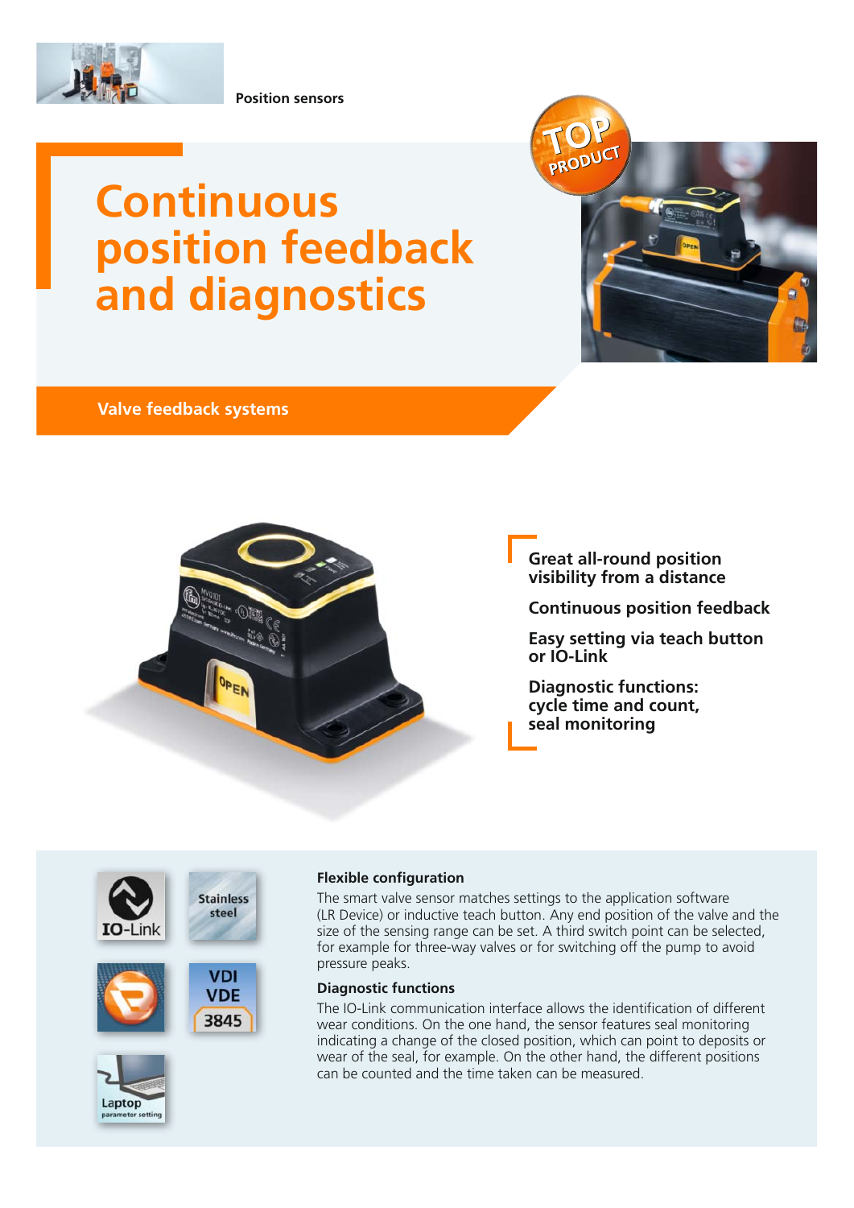Position sensors

# Continuous position feedback and diagnostics

## Valve feedback systems

- Great all-round position visibility from a distance
- Continuous position feedback
- Easy setting via teach button or IO-Link
- Diagnostic functions: cycle time and count, seal monitoring

IO-Link

Stainless steel

VDI VDE 3845

Laptop parameter setting

### Flexible configuration

The smart valve sensor matches settings to the application software (LR Device) or inductive teach button. Any end position of the valve and the size of the sensing range can be set. A third switch point can be selected, for example for three-way valves or for switching off the pump to avoid pressure peaks.

### Diagnostic functions

The IO-Link communication interface allows the identification of different wear conditions. On the one hand, the sensor features seal monitoring indicating a change of the closed position, which can point to deposits or wear of the seal, for example. On the other hand, the different positions can be counted and the time taken can be measured.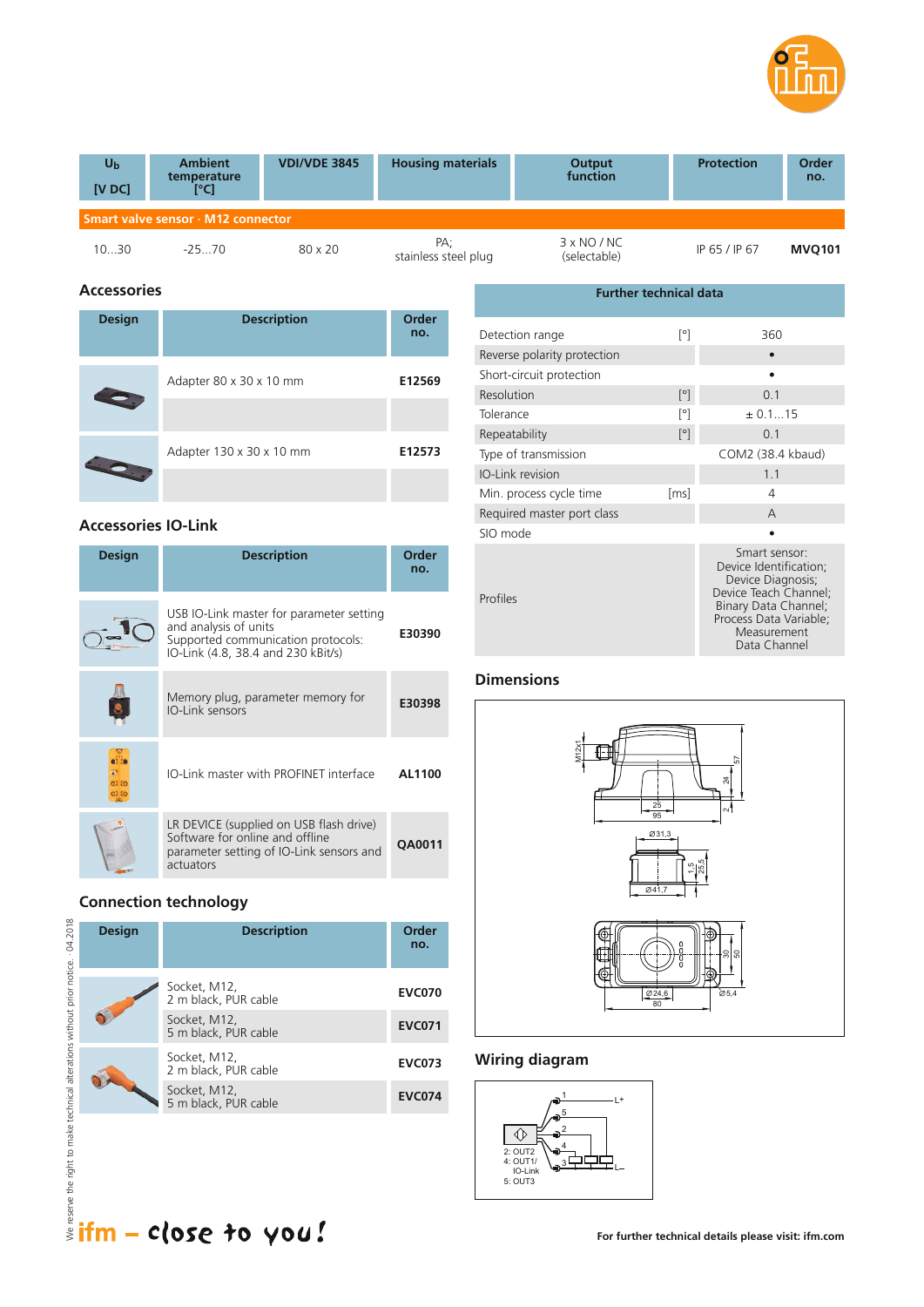| $U_b$ [V DC] | Ambient temperature [°C] | VDI/VDE 3845 | Housing materials | Output function | Protection | Order no. |
|---|---|---|---|---|---|---|
| **Smart valve sensor · M12 connector** | | | | | | |
| 10...30 | -25...70 | 80 x 20 | PA; stainless steel plug | 3 x NO / NC (selectable) | IP 65 / IP 67 | **MVQ101** |

## Accessories

| Design | Description | Order no. |
|---|---|---|
| | Adapter 80 x 30 x 10 mm | **E12569** |
| | Adapter 130 x 30 x 10 mm | **E12573** |

## Accessories IO-Link

| Design | Description | Order no. |
|---|---|---|
| | USB IO-Link master for parameter setting and analysis of units Supported communication protocols: IO-Link (4.8, 38.4 and 230 kBit/s) | **E30390** |
| | Memory plug, parameter memory for IO-Link sensors | **E30398** |
| | IO-Link master with PROFINET interface | **AL1100** |
| | LR DEVICE (supplied on USB flash drive) Software for online and offline parameter setting of IO-Link sensors and actuators | **QA0011** |

## Connection technology

| Design | Description | Order no. |
|---|---|---|
| | Socket, M12, 2 m black, PUR cable | **EVC070** |
| | Socket, M12, 5 m black, PUR cable | **EVC071** |
| | Socket, M12, 2 m black, PUR cable | **EVC073** |
| | Socket, M12, 5 m black, PUR cable | **EVC074** |

## Further technical data

| | | |
|---|---|---|
| Detection range | [°] | 360 |
| Reverse polarity protection | | • |
| Short-circuit protection | | • |
| Resolution | [°] | 0.1 |
| Tolerance | [°] | ± 0.1...15 |
| Repeatability | [°] | 0.1 |
| Type of transmission | | COM2 (38.4 kbaud) |
| IO-Link revision | | 1.1 |
| Min. process cycle time | [ms] | 4 |
| Required master port class | | A |
| SIO mode | | • |
| Profiles | | Smart sensor: Device Identification; Device Diagnosis; Device Teach Channel; Binary Data Channel; Process Data Variable; Measurement Data Channel |

## Dimensions

M12x1
57
24
25
95
2
Ø31,3
1,5
25,5
Ø41,7
30
50
Ø24,6
80
Ø5,4

## Wiring diagram

1
L+
5
2
4
3
L–
2: OUT2
4: OUT1/ IO-Link
5: OUT3

We reserve the right to make technical alterations without prior notice. · 04.2018

ifm – close to you!

For further technical details please visit: ifm.com